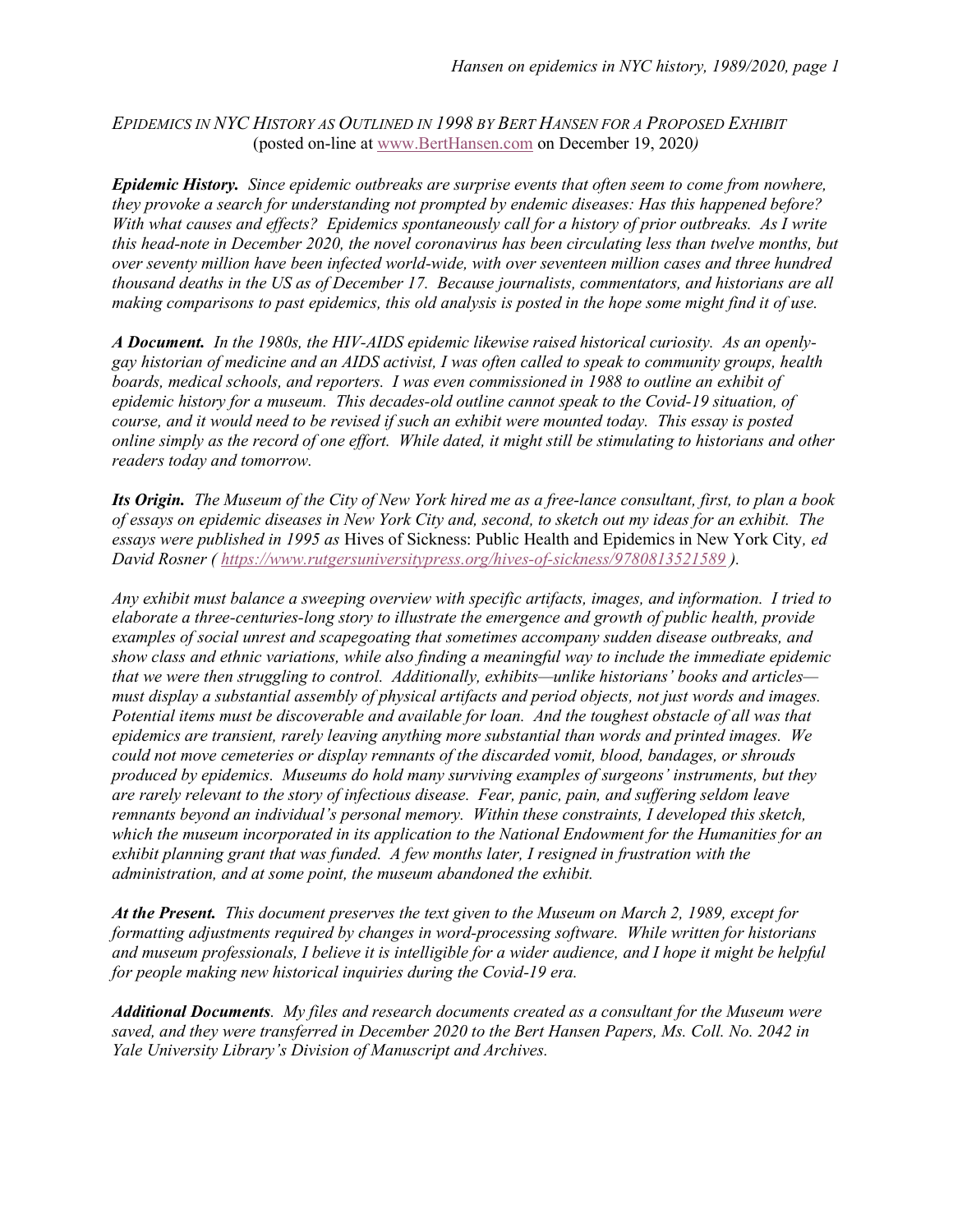*EPIDEMICS IN NYC HISTORY AS OUTLINED IN 1998 BY BERT HANSEN FOR A PROPOSED EXHIBIT*
(posted on-line at www.BertHansen.com on December 19, 2020*)*

***Epidemic History.*** *Since epidemic outbreaks are surprise events that often seem to come from nowhere, they provoke a search for understanding not prompted by endemic diseases: Has this happened before? With what causes and effects? Epidemics spontaneously call for a history of prior outbreaks. As I write this head-note in December 2020, the novel coronavirus has been circulating less than twelve months, but over seventy million have been infected world-wide, with over seventeen million cases and three hundred thousand deaths in the US as of December 17. Because journalists, commentators, and historians are all making comparisons to past epidemics, this old analysis is posted in the hope some might find it of use.*

***A Document.*** *In the 1980s, the HIV-AIDS epidemic likewise raised historical curiosity. As an openly-gay historian of medicine and an AIDS activist, I was often called to speak to community groups, health boards, medical schools, and reporters. I was even commissioned in 1988 to outline an exhibit of epidemic history for a museum. This decades-old outline cannot speak to the Covid-19 situation, of course, and it would need to be revised if such an exhibit were mounted today. This essay is posted online simply as the record of one effort. While dated, it might still be stimulating to historians and other readers today and tomorrow.*

***Its Origin.*** *The Museum of the City of New York hired me as a free-lance consultant, first, to plan a book of essays on epidemic diseases in New York City and, second, to sketch out my ideas for an exhibit. The essays were published in 1995 as* Hives of Sickness: Public Health and Epidemics in New York City*, ed David Rosner ( https://www.rutgersuniversitypress.org/hives-of-sickness/9780813521589 ).*

*Any exhibit must balance a sweeping overview with specific artifacts, images, and information. I tried to elaborate a three-centuries-long story to illustrate the emergence and growth of public health, provide examples of social unrest and scapegoating that sometimes accompany sudden disease outbreaks, and show class and ethnic variations, while also finding a meaningful way to include the immediate epidemic that we were then struggling to control. Additionally, exhibits—unlike historians' books and articles—must display a substantial assembly of physical artifacts and period objects, not just words and images. Potential items must be discoverable and available for loan. And the toughest obstacle of all was that epidemics are transient, rarely leaving anything more substantial than words and printed images. We could not move cemeteries or display remnants of the discarded vomit, blood, bandages, or shrouds produced by epidemics. Museums do hold many surviving examples of surgeons' instruments, but they are rarely relevant to the story of infectious disease. Fear, panic, pain, and suffering seldom leave remnants beyond an individual's personal memory. Within these constraints, I developed this sketch, which the museum incorporated in its application to the National Endowment for the Humanities for an exhibit planning grant that was funded. A few months later, I resigned in frustration with the administration, and at some point, the museum abandoned the exhibit.*

***At the Present.*** *This document preserves the text given to the Museum on March 2, 1989, except for formatting adjustments required by changes in word-processing software. While written for historians and museum professionals, I believe it is intelligible for a wider audience, and I hope it might be helpful for people making new historical inquiries during the Covid-19 era.*

***Additional Documents****. My files and research documents created as a consultant for the Museum were saved, and they were transferred in December 2020 to the Bert Hansen Papers, Ms. Coll. No. 2042 in Yale University Library's Division of Manuscript and Archives.*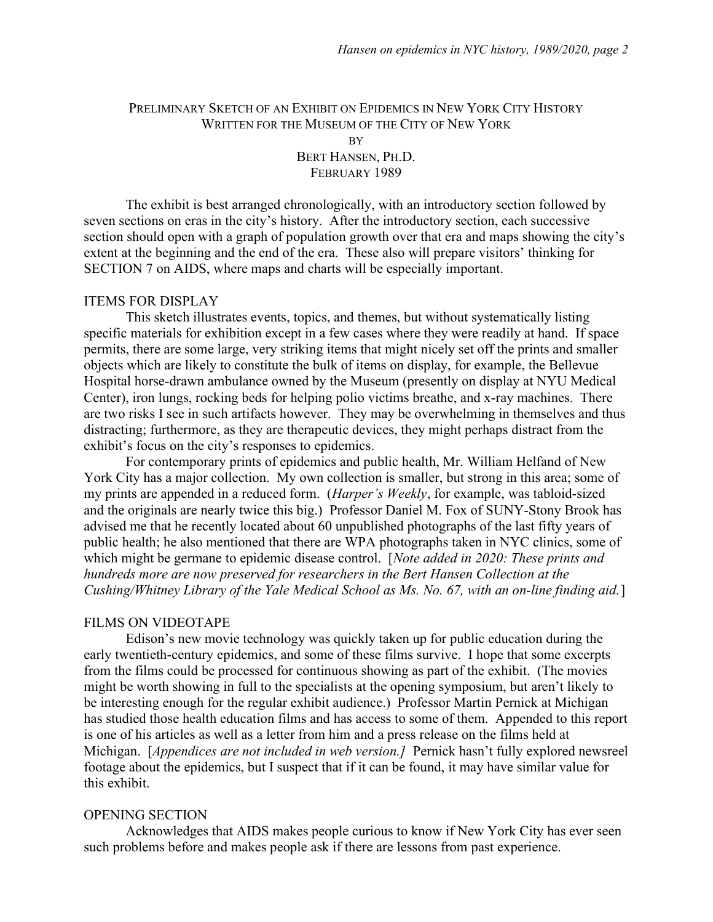PRELIMINARY SKETCH OF AN EXHIBIT ON EPIDEMICS IN NEW YORK CITY HISTORY
WRITTEN FOR THE MUSEUM OF THE CITY OF NEW YORK
BY
BERT HANSEN, PH.D.
FEBRUARY 1989

The exhibit is best arranged chronologically, with an introductory section followed by seven sections on eras in the city's history. After the introductory section, each successive section should open with a graph of population growth over that era and maps showing the city's extent at the beginning and the end of the era. These also will prepare visitors' thinking for SECTION 7 on AIDS, where maps and charts will be especially important.

## ITEMS FOR DISPLAY

This sketch illustrates events, topics, and themes, but without systematically listing specific materials for exhibition except in a few cases where they were readily at hand. If space permits, there are some large, very striking items that might nicely set off the prints and smaller objects which are likely to constitute the bulk of items on display, for example, the Bellevue Hospital horse-drawn ambulance owned by the Museum (presently on display at NYU Medical Center), iron lungs, rocking beds for helping polio victims breathe, and x-ray machines. There are two risks I see in such artifacts however. They may be overwhelming in themselves and thus distracting; furthermore, as they are therapeutic devices, they might perhaps distract from the exhibit's focus on the city's responses to epidemics.

For contemporary prints of epidemics and public health, Mr. William Helfand of New York City has a major collection. My own collection is smaller, but strong in this area; some of my prints are appended in a reduced form. (*Harper's Weekly*, for example, was tabloid-sized and the originals are nearly twice this big.) Professor Daniel M. Fox of SUNY-Stony Brook has advised me that he recently located about 60 unpublished photographs of the last fifty years of public health; he also mentioned that there are WPA photographs taken in NYC clinics, some of which might be germane to epidemic disease control. [*Note added in 2020: These prints and hundreds more are now preserved for researchers in the Bert Hansen Collection at the Cushing/Whitney Library of the Yale Medical School as Ms. No. 67, with an on-line finding aid.*]

## FILMS ON VIDEOTAPE

Edison's new movie technology was quickly taken up for public education during the early twentieth-century epidemics, and some of these films survive. I hope that some excerpts from the films could be processed for continuous showing as part of the exhibit. (The movies might be worth showing in full to the specialists at the opening symposium, but aren't likely to be interesting enough for the regular exhibit audience.) Professor Martin Pernick at Michigan has studied those health education films and has access to some of them. Appended to this report is one of his articles as well as a letter from him and a press release on the films held at Michigan. [*Appendices are not included in web version.]* Pernick hasn't fully explored newsreel footage about the epidemics, but I suspect that if it can be found, it may have similar value for this exhibit.

## OPENING SECTION

Acknowledges that AIDS makes people curious to know if New York City has ever seen such problems before and makes people ask if there are lessons from past experience.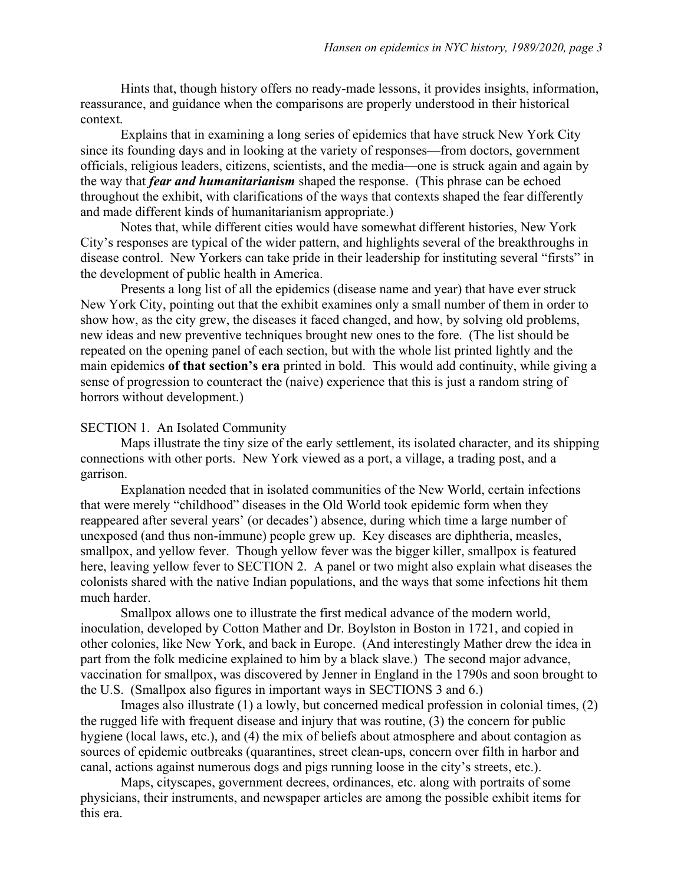Hints that, though history offers no ready-made lessons, it provides insights, information, reassurance, and guidance when the comparisons are properly understood in their historical context.

Explains that in examining a long series of epidemics that have struck New York City since its founding days and in looking at the variety of responses—from doctors, government officials, religious leaders, citizens, scientists, and the media—one is struck again and again by the way that ***fear and humanitarianism*** shaped the response. (This phrase can be echoed throughout the exhibit, with clarifications of the ways that contexts shaped the fear differently and made different kinds of humanitarianism appropriate.)

Notes that, while different cities would have somewhat different histories, New York City's responses are typical of the wider pattern, and highlights several of the breakthroughs in disease control. New Yorkers can take pride in their leadership for instituting several "firsts" in the development of public health in America.

Presents a long list of all the epidemics (disease name and year) that have ever struck New York City, pointing out that the exhibit examines only a small number of them in order to show how, as the city grew, the diseases it faced changed, and how, by solving old problems, new ideas and new preventive techniques brought new ones to the fore. (The list should be repeated on the opening panel of each section, but with the whole list printed lightly and the main epidemics **of that section's era** printed in bold. This would add continuity, while giving a sense of progression to counteract the (naive) experience that this is just a random string of horrors without development.)

SECTION 1. An Isolated Community

Maps illustrate the tiny size of the early settlement, its isolated character, and its shipping connections with other ports. New York viewed as a port, a village, a trading post, and a garrison.

Explanation needed that in isolated communities of the New World, certain infections that were merely "childhood" diseases in the Old World took epidemic form when they reappeared after several years' (or decades') absence, during which time a large number of unexposed (and thus non-immune) people grew up. Key diseases are diphtheria, measles, smallpox, and yellow fever. Though yellow fever was the bigger killer, smallpox is featured here, leaving yellow fever to SECTION 2. A panel or two might also explain what diseases the colonists shared with the native Indian populations, and the ways that some infections hit them much harder.

Smallpox allows one to illustrate the first medical advance of the modern world, inoculation, developed by Cotton Mather and Dr. Boylston in Boston in 1721, and copied in other colonies, like New York, and back in Europe. (And interestingly Mather drew the idea in part from the folk medicine explained to him by a black slave.) The second major advance, vaccination for smallpox, was discovered by Jenner in England in the 1790s and soon brought to the U.S. (Smallpox also figures in important ways in SECTIONS 3 and 6.)

Images also illustrate (1) a lowly, but concerned medical profession in colonial times, (2) the rugged life with frequent disease and injury that was routine, (3) the concern for public hygiene (local laws, etc.), and (4) the mix of beliefs about atmosphere and about contagion as sources of epidemic outbreaks (quarantines, street clean-ups, concern over filth in harbor and canal, actions against numerous dogs and pigs running loose in the city's streets, etc.).

Maps, cityscapes, government decrees, ordinances, etc. along with portraits of some physicians, their instruments, and newspaper articles are among the possible exhibit items for this era.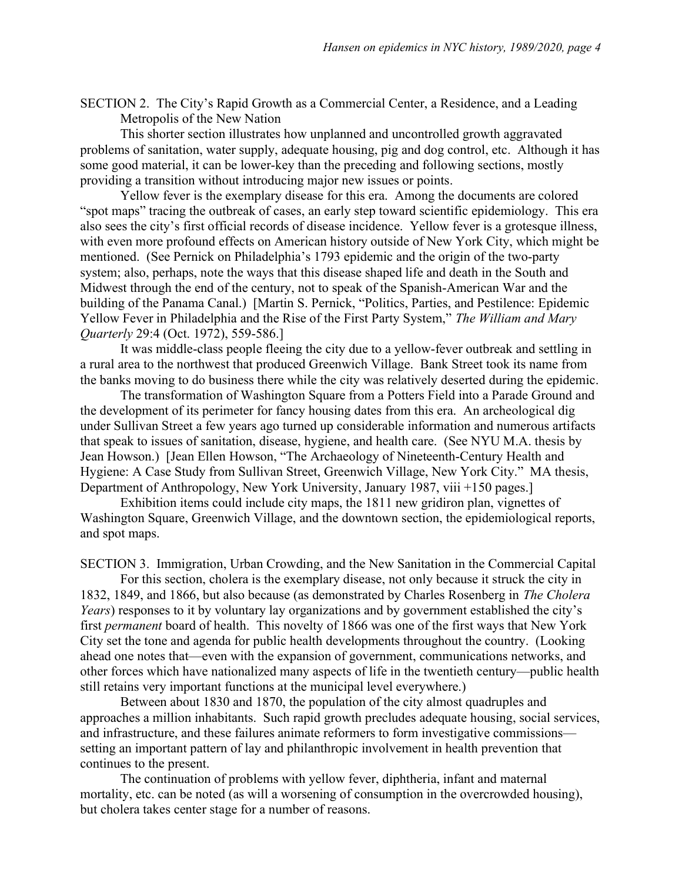SECTION 2. The City's Rapid Growth as a Commercial Center, a Residence, and a Leading Metropolis of the New Nation

This shorter section illustrates how unplanned and uncontrolled growth aggravated problems of sanitation, water supply, adequate housing, pig and dog control, etc. Although it has some good material, it can be lower-key than the preceding and following sections, mostly providing a transition without introducing major new issues or points.

Yellow fever is the exemplary disease for this era. Among the documents are colored "spot maps" tracing the outbreak of cases, an early step toward scientific epidemiology. This era also sees the city's first official records of disease incidence. Yellow fever is a grotesque illness, with even more profound effects on American history outside of New York City, which might be mentioned. (See Pernick on Philadelphia's 1793 epidemic and the origin of the two-party system; also, perhaps, note the ways that this disease shaped life and death in the South and Midwest through the end of the century, not to speak of the Spanish-American War and the building of the Panama Canal.) [Martin S. Pernick, "Politics, Parties, and Pestilence: Epidemic Yellow Fever in Philadelphia and the Rise of the First Party System," *The William and Mary Quarterly* 29:4 (Oct. 1972), 559-586.]

It was middle-class people fleeing the city due to a yellow-fever outbreak and settling in a rural area to the northwest that produced Greenwich Village. Bank Street took its name from the banks moving to do business there while the city was relatively deserted during the epidemic.

The transformation of Washington Square from a Potters Field into a Parade Ground and the development of its perimeter for fancy housing dates from this era. An archeological dig under Sullivan Street a few years ago turned up considerable information and numerous artifacts that speak to issues of sanitation, disease, hygiene, and health care. (See NYU M.A. thesis by Jean Howson.) [Jean Ellen Howson, "The Archaeology of Nineteenth-Century Health and Hygiene: A Case Study from Sullivan Street, Greenwich Village, New York City." MA thesis, Department of Anthropology, New York University, January 1987, viii +150 pages.]

Exhibition items could include city maps, the 1811 new gridiron plan, vignettes of Washington Square, Greenwich Village, and the downtown section, the epidemiological reports, and spot maps.

SECTION 3. Immigration, Urban Crowding, and the New Sanitation in the Commercial Capital

For this section, cholera is the exemplary disease, not only because it struck the city in 1832, 1849, and 1866, but also because (as demonstrated by Charles Rosenberg in *The Cholera Years*) responses to it by voluntary lay organizations and by government established the city's first *permanent* board of health. This novelty of 1866 was one of the first ways that New York City set the tone and agenda for public health developments throughout the country. (Looking ahead one notes that—even with the expansion of government, communications networks, and other forces which have nationalized many aspects of life in the twentieth century—public health still retains very important functions at the municipal level everywhere.)

Between about 1830 and 1870, the population of the city almost quadruples and approaches a million inhabitants. Such rapid growth precludes adequate housing, social services, and infrastructure, and these failures animate reformers to form investigative commissions—setting an important pattern of lay and philanthropic involvement in health prevention that continues to the present.

The continuation of problems with yellow fever, diphtheria, infant and maternal mortality, etc. can be noted (as will a worsening of consumption in the overcrowded housing), but cholera takes center stage for a number of reasons.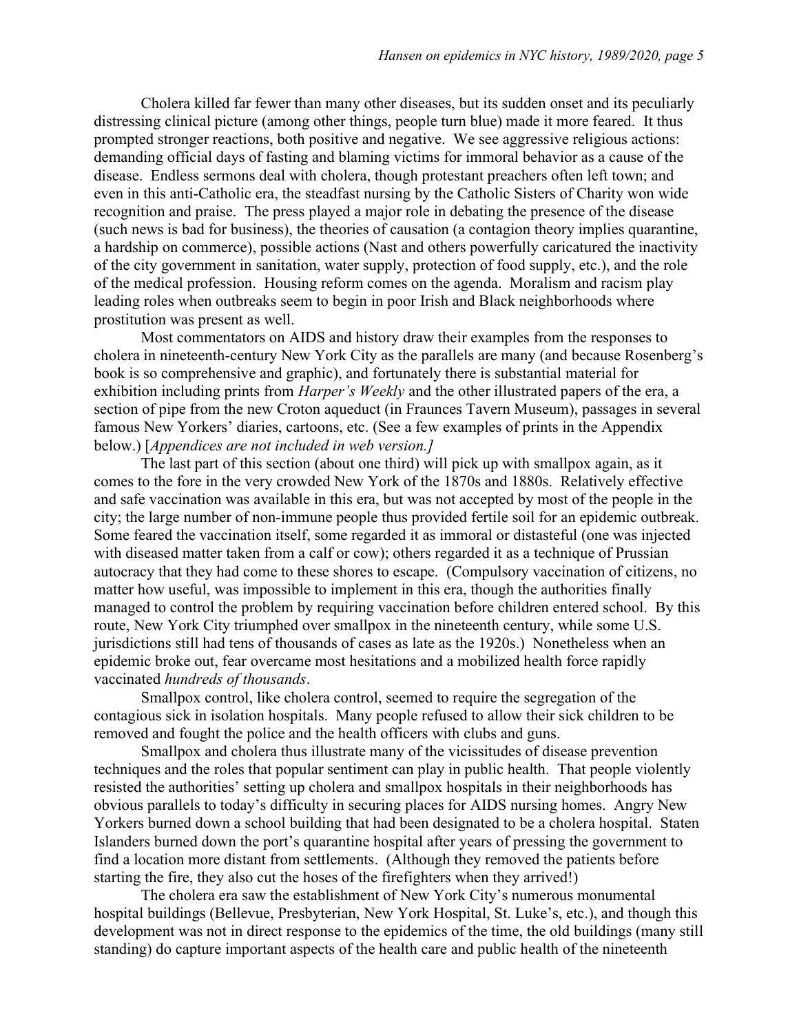Cholera killed far fewer than many other diseases, but its sudden onset and its peculiarly distressing clinical picture (among other things, people turn blue) made it more feared. It thus prompted stronger reactions, both positive and negative. We see aggressive religious actions: demanding official days of fasting and blaming victims for immoral behavior as a cause of the disease. Endless sermons deal with cholera, though protestant preachers often left town; and even in this anti-Catholic era, the steadfast nursing by the Catholic Sisters of Charity won wide recognition and praise. The press played a major role in debating the presence of the disease (such news is bad for business), the theories of causation (a contagion theory implies quarantine, a hardship on commerce), possible actions (Nast and others powerfully caricatured the inactivity of the city government in sanitation, water supply, protection of food supply, etc.), and the role of the medical profession. Housing reform comes on the agenda. Moralism and racism play leading roles when outbreaks seem to begin in poor Irish and Black neighborhoods where prostitution was present as well.

Most commentators on AIDS and history draw their examples from the responses to cholera in nineteenth-century New York City as the parallels are many (and because Rosenberg's book is so comprehensive and graphic), and fortunately there is substantial material for exhibition including prints from *Harper's Weekly* and the other illustrated papers of the era, a section of pipe from the new Croton aqueduct (in Fraunces Tavern Museum), passages in several famous New Yorkers' diaries, cartoons, etc. (See a few examples of prints in the Appendix below.) [*Appendices are not included in web version.]*

The last part of this section (about one third) will pick up with smallpox again, as it comes to the fore in the very crowded New York of the 1870s and 1880s. Relatively effective and safe vaccination was available in this era, but was not accepted by most of the people in the city; the large number of non-immune people thus provided fertile soil for an epidemic outbreak. Some feared the vaccination itself, some regarded it as immoral or distasteful (one was injected with diseased matter taken from a calf or cow); others regarded it as a technique of Prussian autocracy that they had come to these shores to escape. (Compulsory vaccination of citizens, no matter how useful, was impossible to implement in this era, though the authorities finally managed to control the problem by requiring vaccination before children entered school. By this route, New York City triumphed over smallpox in the nineteenth century, while some U.S. jurisdictions still had tens of thousands of cases as late as the 1920s.) Nonetheless when an epidemic broke out, fear overcame most hesitations and a mobilized health force rapidly vaccinated *hundreds of thousands*.

Smallpox control, like cholera control, seemed to require the segregation of the contagious sick in isolation hospitals. Many people refused to allow their sick children to be removed and fought the police and the health officers with clubs and guns.

Smallpox and cholera thus illustrate many of the vicissitudes of disease prevention techniques and the roles that popular sentiment can play in public health. That people violently resisted the authorities' setting up cholera and smallpox hospitals in their neighborhoods has obvious parallels to today's difficulty in securing places for AIDS nursing homes. Angry New Yorkers burned down a school building that had been designated to be a cholera hospital. Staten Islanders burned down the port's quarantine hospital after years of pressing the government to find a location more distant from settlements. (Although they removed the patients before starting the fire, they also cut the hoses of the firefighters when they arrived!)

The cholera era saw the establishment of New York City's numerous monumental hospital buildings (Bellevue, Presbyterian, New York Hospital, St. Luke's, etc.), and though this development was not in direct response to the epidemics of the time, the old buildings (many still standing) do capture important aspects of the health care and public health of the nineteenth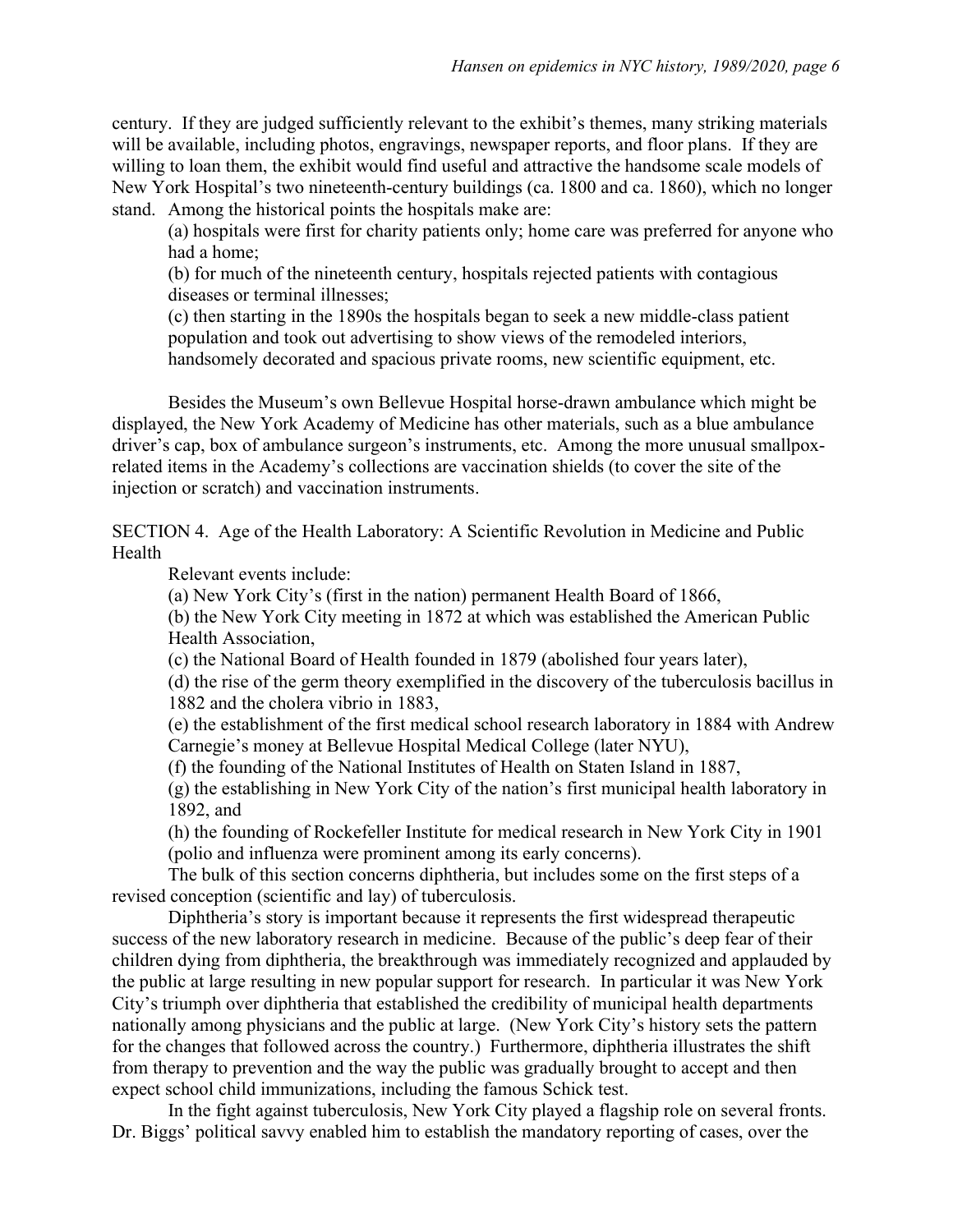century. If they are judged sufficiently relevant to the exhibit's themes, many striking materials will be available, including photos, engravings, newspaper reports, and floor plans. If they are willing to loan them, the exhibit would find useful and attractive the handsome scale models of New York Hospital's two nineteenth-century buildings (ca. 1800 and ca. 1860), which no longer stand. Among the historical points the hospitals make are:

(a) hospitals were first for charity patients only; home care was preferred for anyone who had a home;

(b) for much of the nineteenth century, hospitals rejected patients with contagious diseases or terminal illnesses;

(c) then starting in the 1890s the hospitals began to seek a new middle-class patient population and took out advertising to show views of the remodeled interiors, handsomely decorated and spacious private rooms, new scientific equipment, etc.

Besides the Museum's own Bellevue Hospital horse-drawn ambulance which might be displayed, the New York Academy of Medicine has other materials, such as a blue ambulance driver's cap, box of ambulance surgeon's instruments, etc. Among the more unusual smallpox-related items in the Academy's collections are vaccination shields (to cover the site of the injection or scratch) and vaccination instruments.

SECTION 4. Age of the Health Laboratory: A Scientific Revolution in Medicine and Public Health

Relevant events include:

(a) New York City's (first in the nation) permanent Health Board of 1866,

(b) the New York City meeting in 1872 at which was established the American Public Health Association,

(c) the National Board of Health founded in 1879 (abolished four years later),

(d) the rise of the germ theory exemplified in the discovery of the tuberculosis bacillus in 1882 and the cholera vibrio in 1883,

(e) the establishment of the first medical school research laboratory in 1884 with Andrew Carnegie's money at Bellevue Hospital Medical College (later NYU),

(f) the founding of the National Institutes of Health on Staten Island in 1887,

(g) the establishing in New York City of the nation's first municipal health laboratory in 1892, and

(h) the founding of Rockefeller Institute for medical research in New York City in 1901 (polio and influenza were prominent among its early concerns).

The bulk of this section concerns diphtheria, but includes some on the first steps of a revised conception (scientific and lay) of tuberculosis.

Diphtheria's story is important because it represents the first widespread therapeutic success of the new laboratory research in medicine. Because of the public's deep fear of their children dying from diphtheria, the breakthrough was immediately recognized and applauded by the public at large resulting in new popular support for research. In particular it was New York City's triumph over diphtheria that established the credibility of municipal health departments nationally among physicians and the public at large. (New York City's history sets the pattern for the changes that followed across the country.) Furthermore, diphtheria illustrates the shift from therapy to prevention and the way the public was gradually brought to accept and then expect school child immunizations, including the famous Schick test.

In the fight against tuberculosis, New York City played a flagship role on several fronts. Dr. Biggs' political savvy enabled him to establish the mandatory reporting of cases, over the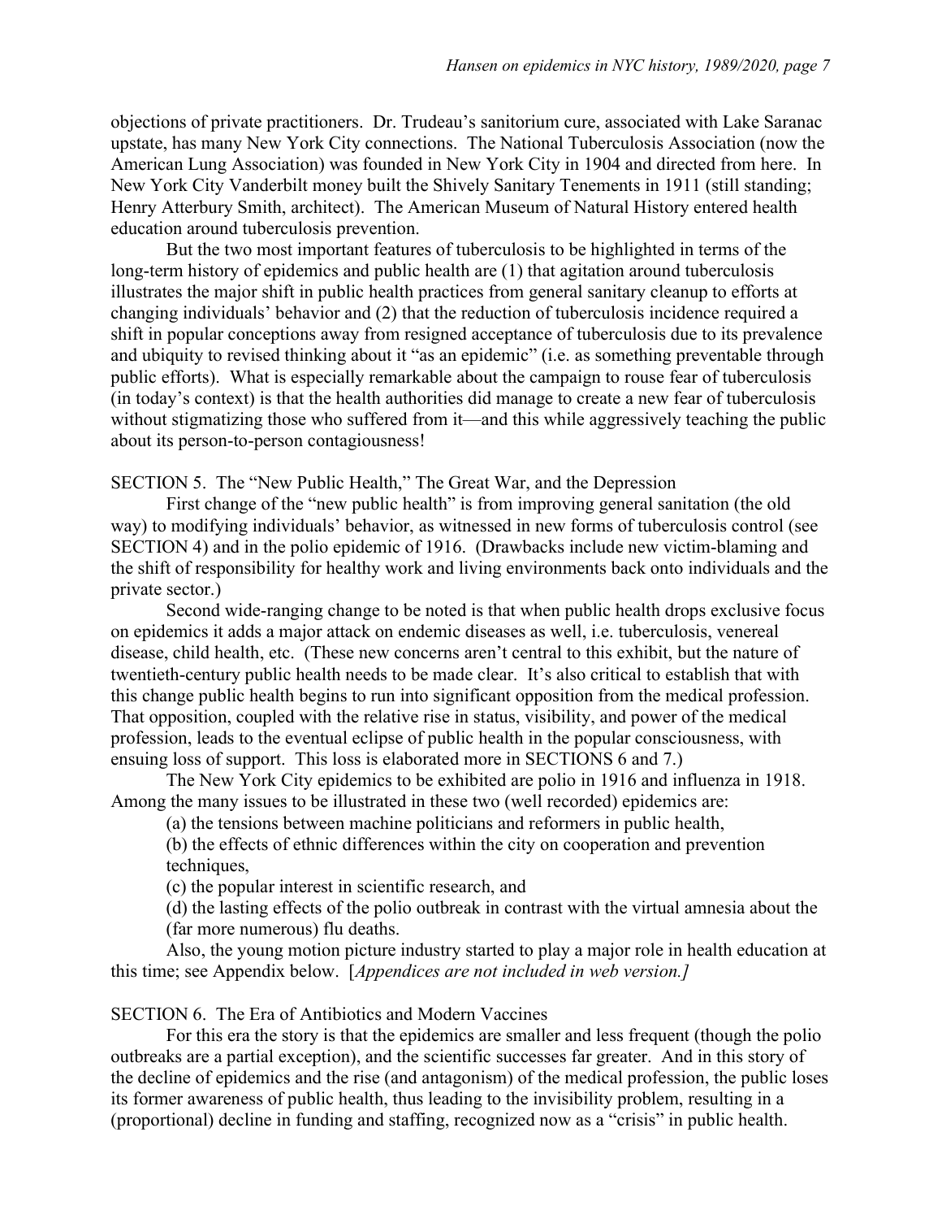objections of private practitioners. Dr. Trudeau's sanitorium cure, associated with Lake Saranac upstate, has many New York City connections. The National Tuberculosis Association (now the American Lung Association) was founded in New York City in 1904 and directed from here. In New York City Vanderbilt money built the Shively Sanitary Tenements in 1911 (still standing; Henry Atterbury Smith, architect). The American Museum of Natural History entered health education around tuberculosis prevention.

But the two most important features of tuberculosis to be highlighted in terms of the long-term history of epidemics and public health are (1) that agitation around tuberculosis illustrates the major shift in public health practices from general sanitary cleanup to efforts at changing individuals' behavior and (2) that the reduction of tuberculosis incidence required a shift in popular conceptions away from resigned acceptance of tuberculosis due to its prevalence and ubiquity to revised thinking about it "as an epidemic" (i.e. as something preventable through public efforts). What is especially remarkable about the campaign to rouse fear of tuberculosis (in today's context) is that the health authorities did manage to create a new fear of tuberculosis without stigmatizing those who suffered from it—and this while aggressively teaching the public about its person-to-person contagiousness!

## SECTION 5. The "New Public Health," The Great War, and the Depression

First change of the "new public health" is from improving general sanitation (the old way) to modifying individuals' behavior, as witnessed in new forms of tuberculosis control (see SECTION 4) and in the polio epidemic of 1916. (Drawbacks include new victim-blaming and the shift of responsibility for healthy work and living environments back onto individuals and the private sector.)

Second wide-ranging change to be noted is that when public health drops exclusive focus on epidemics it adds a major attack on endemic diseases as well, i.e. tuberculosis, venereal disease, child health, etc. (These new concerns aren't central to this exhibit, but the nature of twentieth-century public health needs to be made clear. It's also critical to establish that with this change public health begins to run into significant opposition from the medical profession. That opposition, coupled with the relative rise in status, visibility, and power of the medical profession, leads to the eventual eclipse of public health in the popular consciousness, with ensuing loss of support. This loss is elaborated more in SECTIONS 6 and 7.)

The New York City epidemics to be exhibited are polio in 1916 and influenza in 1918. Among the many issues to be illustrated in these two (well recorded) epidemics are:

(a) the tensions between machine politicians and reformers in public health,

(b) the effects of ethnic differences within the city on cooperation and prevention techniques,

(c) the popular interest in scientific research, and

(d) the lasting effects of the polio outbreak in contrast with the virtual amnesia about the (far more numerous) flu deaths.

Also, the young motion picture industry started to play a major role in health education at this time; see Appendix below. [*Appendices are not included in web version.]*

## SECTION 6. The Era of Antibiotics and Modern Vaccines

For this era the story is that the epidemics are smaller and less frequent (though the polio outbreaks are a partial exception), and the scientific successes far greater. And in this story of the decline of epidemics and the rise (and antagonism) of the medical profession, the public loses its former awareness of public health, thus leading to the invisibility problem, resulting in a (proportional) decline in funding and staffing, recognized now as a "crisis" in public health.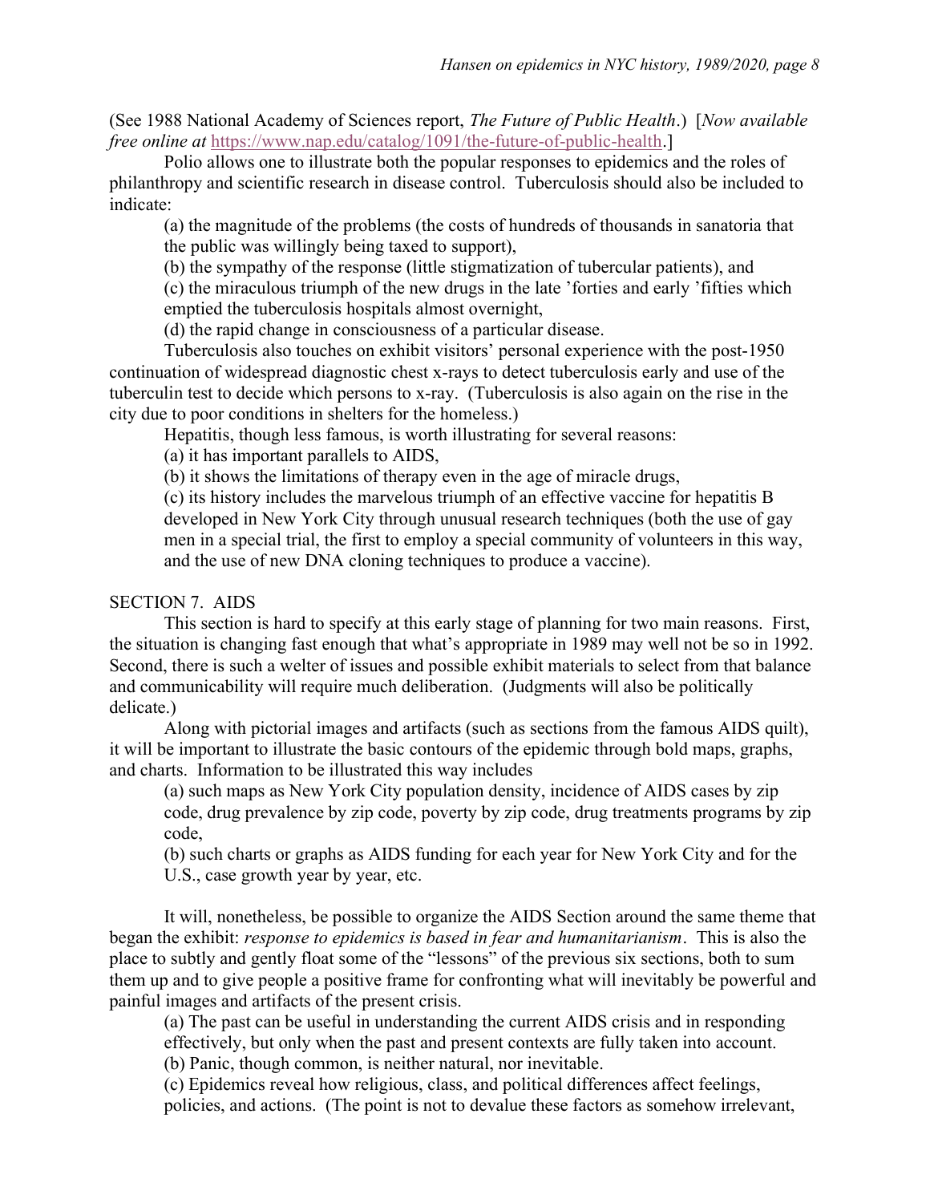(See 1988 National Academy of Sciences report, *The Future of Public Health*.) [*Now available free online at* https://www.nap.edu/catalog/1091/the-future-of-public-health.]

Polio allows one to illustrate both the popular responses to epidemics and the roles of philanthropy and scientific research in disease control. Tuberculosis should also be included to indicate:

(a) the magnitude of the problems (the costs of hundreds of thousands in sanatoria that the public was willingly being taxed to support),

(b) the sympathy of the response (little stigmatization of tubercular patients), and

(c) the miraculous triumph of the new drugs in the late 'forties and early 'fifties which emptied the tuberculosis hospitals almost overnight,

(d) the rapid change in consciousness of a particular disease.

Tuberculosis also touches on exhibit visitors' personal experience with the post-1950 continuation of widespread diagnostic chest x-rays to detect tuberculosis early and use of the tuberculin test to decide which persons to x-ray. (Tuberculosis is also again on the rise in the city due to poor conditions in shelters for the homeless.)

Hepatitis, though less famous, is worth illustrating for several reasons:

(a) it has important parallels to AIDS,

(b) it shows the limitations of therapy even in the age of miracle drugs,

(c) its history includes the marvelous triumph of an effective vaccine for hepatitis B developed in New York City through unusual research techniques (both the use of gay men in a special trial, the first to employ a special community of volunteers in this way, and the use of new DNA cloning techniques to produce a vaccine).

## SECTION 7. AIDS

This section is hard to specify at this early stage of planning for two main reasons. First, the situation is changing fast enough that what's appropriate in 1989 may well not be so in 1992. Second, there is such a welter of issues and possible exhibit materials to select from that balance and communicability will require much deliberation. (Judgments will also be politically delicate.)

Along with pictorial images and artifacts (such as sections from the famous AIDS quilt), it will be important to illustrate the basic contours of the epidemic through bold maps, graphs, and charts. Information to be illustrated this way includes

(a) such maps as New York City population density, incidence of AIDS cases by zip code, drug prevalence by zip code, poverty by zip code, drug treatments programs by zip code,

(b) such charts or graphs as AIDS funding for each year for New York City and for the U.S., case growth year by year, etc.

It will, nonetheless, be possible to organize the AIDS Section around the same theme that began the exhibit: *response to epidemics is based in fear and humanitarianism*. This is also the place to subtly and gently float some of the "lessons" of the previous six sections, both to sum them up and to give people a positive frame for confronting what will inevitably be powerful and painful images and artifacts of the present crisis.

(a) The past can be useful in understanding the current AIDS crisis and in responding effectively, but only when the past and present contexts are fully taken into account.

(b) Panic, though common, is neither natural, nor inevitable.

(c) Epidemics reveal how religious, class, and political differences affect feelings, policies, and actions. (The point is not to devalue these factors as somehow irrelevant,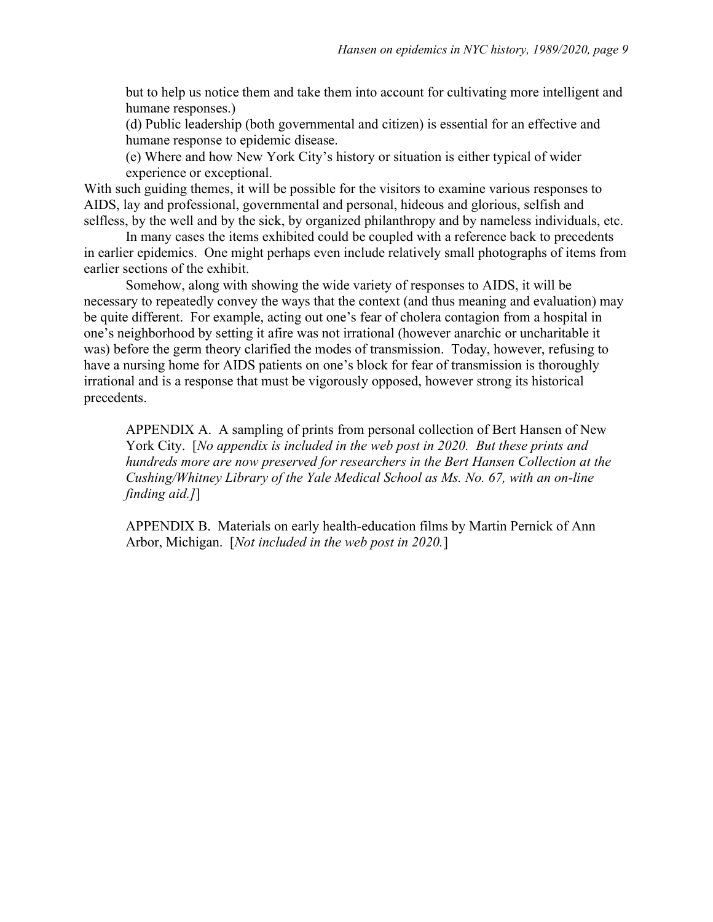but to help us notice them and take them into account for cultivating more intelligent and humane responses.)

(d) Public leadership (both governmental and citizen) is essential for an effective and humane response to epidemic disease.

(e) Where and how New York City's history or situation is either typical of wider experience or exceptional.

With such guiding themes, it will be possible for the visitors to examine various responses to AIDS, lay and professional, governmental and personal, hideous and glorious, selfish and selfless, by the well and by the sick, by organized philanthropy and by nameless individuals, etc.

In many cases the items exhibited could be coupled with a reference back to precedents in earlier epidemics. One might perhaps even include relatively small photographs of items from earlier sections of the exhibit.

Somehow, along with showing the wide variety of responses to AIDS, it will be necessary to repeatedly convey the ways that the context (and thus meaning and evaluation) may be quite different. For example, acting out one's fear of cholera contagion from a hospital in one's neighborhood by setting it afire was not irrational (however anarchic or uncharitable it was) before the germ theory clarified the modes of transmission. Today, however, refusing to have a nursing home for AIDS patients on one's block for fear of transmission is thoroughly irrational and is a response that must be vigorously opposed, however strong its historical precedents.

APPENDIX A. A sampling of prints from personal collection of Bert Hansen of New York City. [*No appendix is included in the web post in 2020. But these prints and hundreds more are now preserved for researchers in the Bert Hansen Collection at the Cushing/Whitney Library of the Yale Medical School as Ms. No. 67, with an on-line finding aid.*]

APPENDIX B. Materials on early health-education films by Martin Pernick of Ann Arbor, Michigan. [*Not included in the web post in 2020.*]